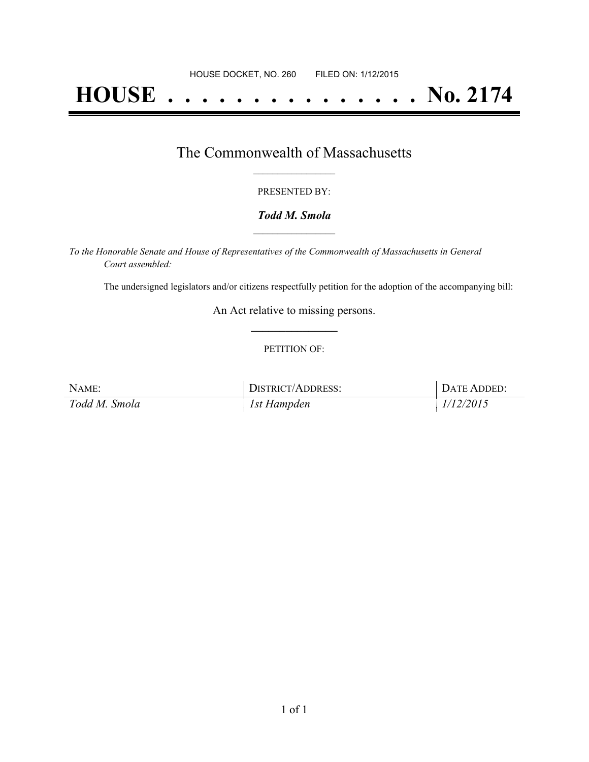HOUSE DOCKET, NO. 260 FILED ON: 1/12/2015

# HOUSE . . . . . . . . . . . . . . . No. 2174

## The Commonwealth of Massachusetts

PRESENTED BY:

***Todd M. Smola***

*To the Honorable Senate and House of Representatives of the Commonwealth of Massachusetts in General Court assembled:*

The undersigned legislators and/or citizens respectfully petition for the adoption of the accompanying bill:

An Act relative to missing persons.

PETITION OF:

| NAME: | DISTRICT/ADDRESS: | DATE ADDED: |
|---|---|---|
| *Todd M. Smola* | *1st Hampden* | *1/12/2015* |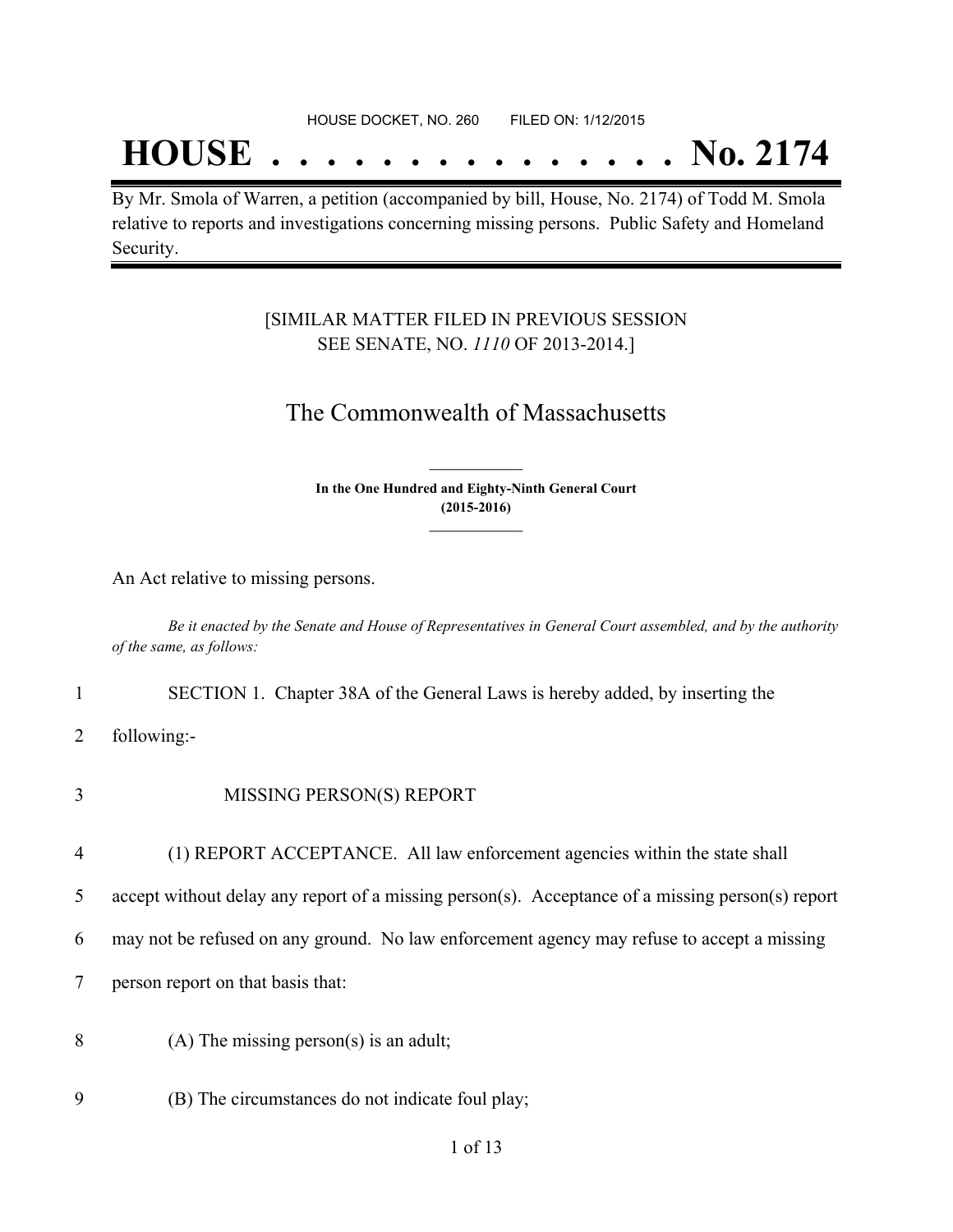HOUSE DOCKET, NO. 260        FILED ON: 1/12/2015

# HOUSE . . . . . . . . . . . . . . . No. 2174

By Mr. Smola of Warren, a petition (accompanied by bill, House, No. 2174) of Todd M. Smola relative to reports and investigations concerning missing persons. Public Safety and Homeland Security.

[SIMILAR MATTER FILED IN PREVIOUS SESSION
SEE SENATE, NO. *1110* OF 2013-2014.]

## The Commonwealth of Massachusetts

**In the One Hundred and Eighty-Ninth General Court**
**(2015-2016)**

An Act relative to missing persons.

*Be it enacted by the Senate and House of Representatives in General Court assembled, and by the authority of the same, as follows:*

1 SECTION 1. Chapter 38A of the General Laws is hereby added, by inserting the

2 following:-

3 MISSING PERSON(S) REPORT

4 (1) REPORT ACCEPTANCE. All law enforcement agencies within the state shall

5 accept without delay any report of a missing person(s). Acceptance of a missing person(s) report

6 may not be refused on any ground. No law enforcement agency may refuse to accept a missing

7 person report on that basis that:

8 (A) The missing person(s) is an adult;

9 (B) The circumstances do not indicate foul play;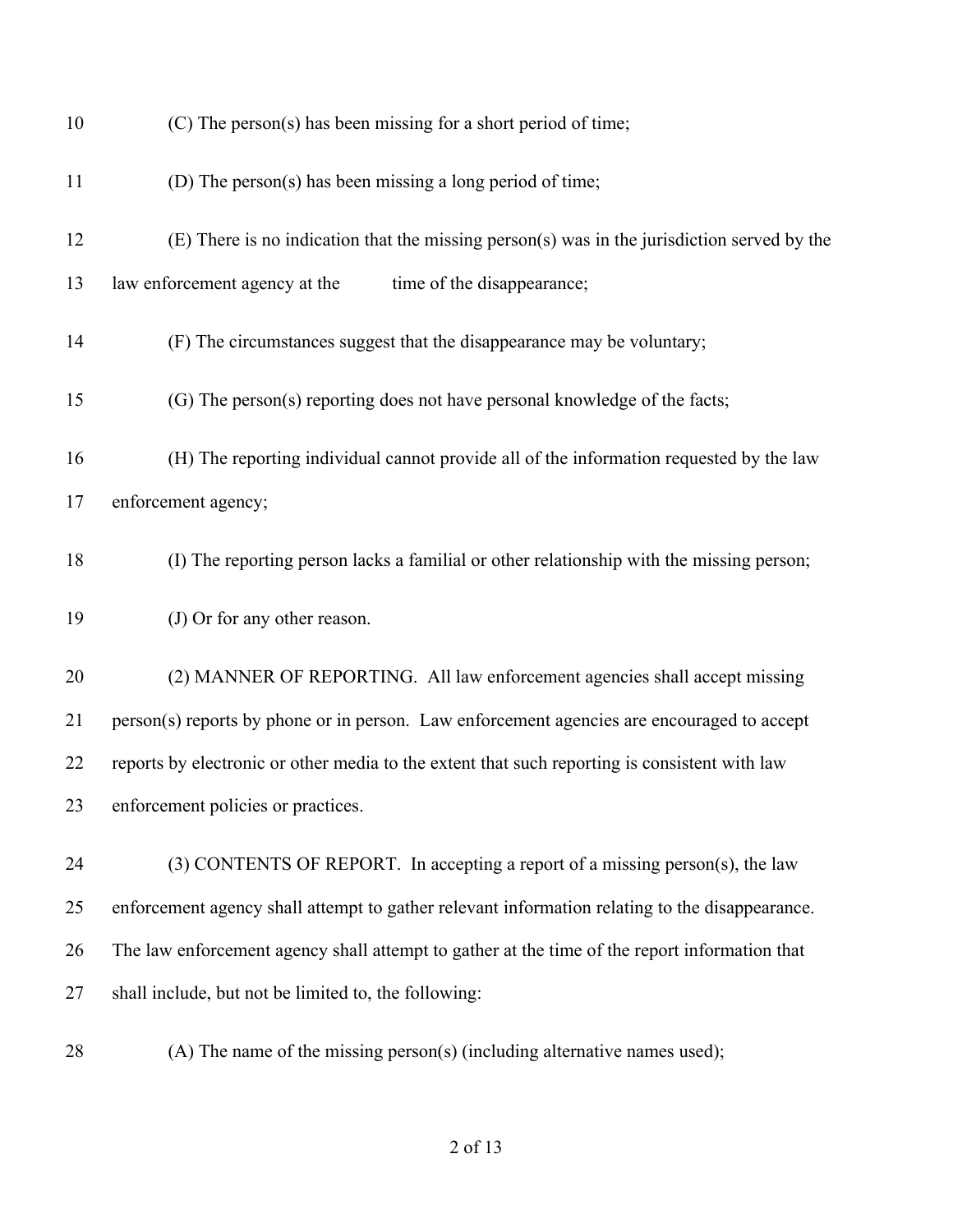(C) The person(s) has been missing for a short period of time;

(D) The person(s) has been missing a long period of time;

(E) There is no indication that the missing person(s) was in the jurisdiction served by the law enforcement agency at the time of the disappearance;

(F) The circumstances suggest that the disappearance may be voluntary;

(G) The person(s) reporting does not have personal knowledge of the facts;

(H) The reporting individual cannot provide all of the information requested by the law enforcement agency;

(I) The reporting person lacks a familial or other relationship with the missing person;

(J) Or for any other reason.

(2) MANNER OF REPORTING. All law enforcement agencies shall accept missing person(s) reports by phone or in person. Law enforcement agencies are encouraged to accept reports by electronic or other media to the extent that such reporting is consistent with law enforcement policies or practices.

(3) CONTENTS OF REPORT. In accepting a report of a missing person(s), the law enforcement agency shall attempt to gather relevant information relating to the disappearance. The law enforcement agency shall attempt to gather at the time of the report information that shall include, but not be limited to, the following:

(A) The name of the missing person(s) (including alternative names used);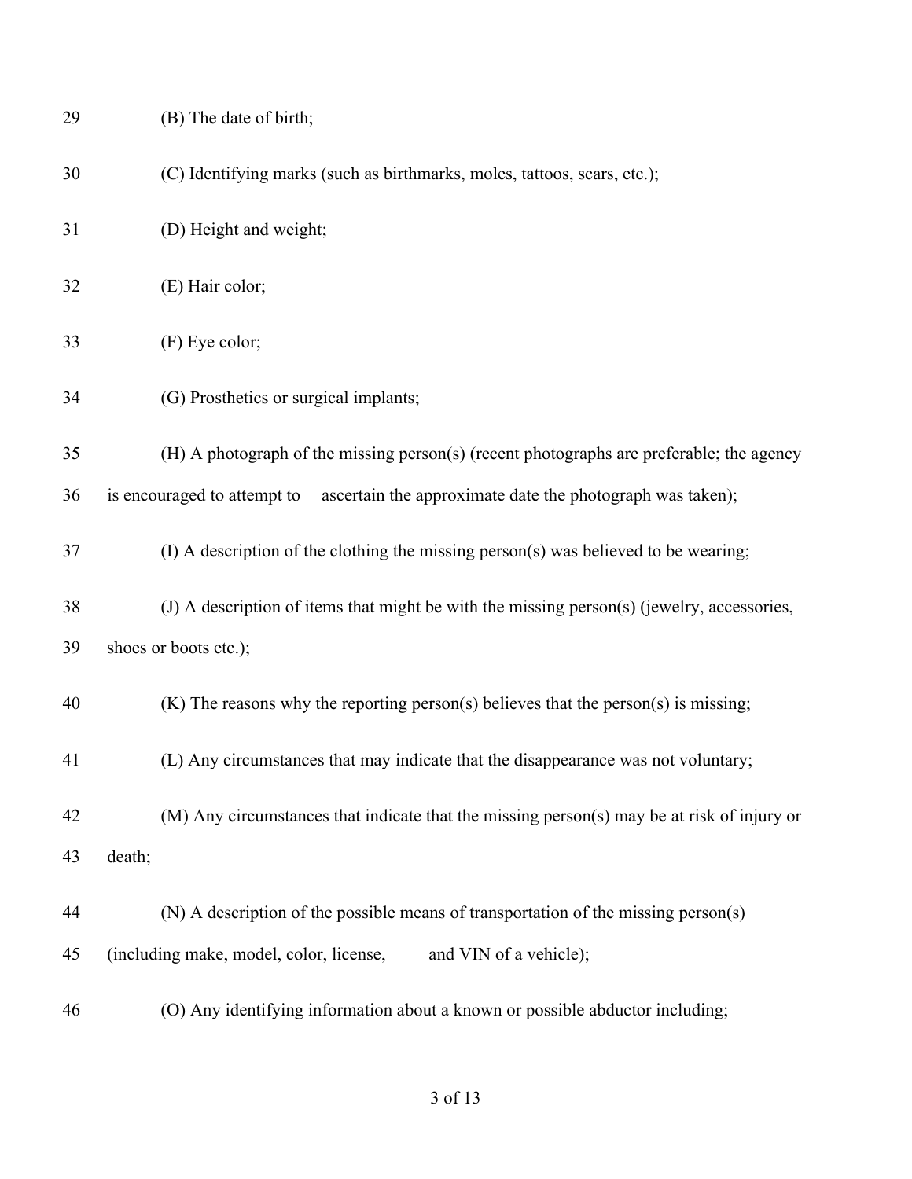29 (B) The date of birth;

30 (C) Identifying marks (such as birthmarks, moles, tattoos, scars, etc.);

31 (D) Height and weight;

32 (E) Hair color;

33 (F) Eye color;

34 (G) Prosthetics or surgical implants;

35 (H) A photograph of the missing person(s) (recent photographs are preferable; the agency

36 is encouraged to attempt to ascertain the approximate date the photograph was taken);

37 (I) A description of the clothing the missing person(s) was believed to be wearing;

38 (J) A description of items that might be with the missing person(s) (jewelry, accessories,

39 shoes or boots etc.);

40 (K) The reasons why the reporting person(s) believes that the person(s) is missing;

41 (L) Any circumstances that may indicate that the disappearance was not voluntary;

42 (M) Any circumstances that indicate that the missing person(s) may be at risk of injury or

43 death;

44 (N) A description of the possible means of transportation of the missing person(s)

45 (including make, model, color, license, and VIN of a vehicle);

46 (O) Any identifying information about a known or possible abductor including;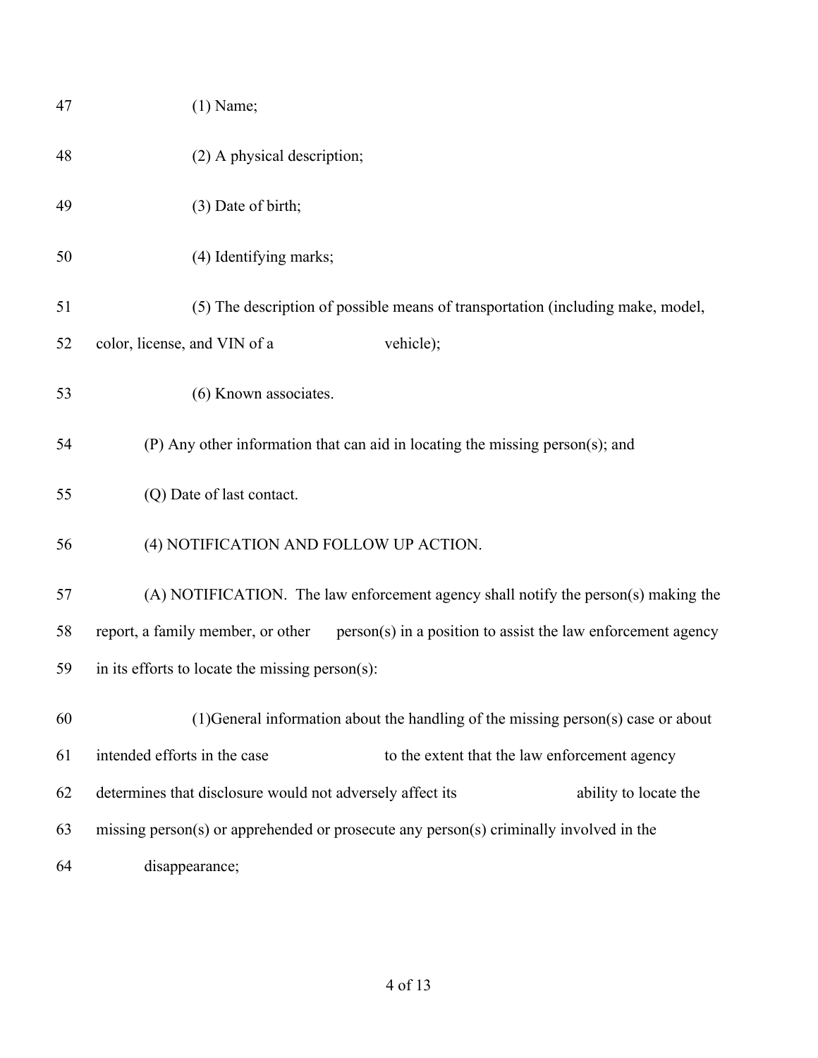47 (1) Name;

48 (2) A physical description;

49 (3) Date of birth;

50 (4) Identifying marks;

51 (5) The description of possible means of transportation (including make, model,

52 color, license, and VIN of a vehicle);

53 (6) Known associates.

54 (P) Any other information that can aid in locating the missing person(s); and

55 (Q) Date of last contact.

56 (4) NOTIFICATION AND FOLLOW UP ACTION.

57 (A) NOTIFICATION. The law enforcement agency shall notify the person(s) making the

58 report, a family member, or other person(s) in a position to assist the law enforcement agency

59 in its efforts to locate the missing person(s):

60 (1)General information about the handling of the missing person(s) case or about

61 intended efforts in the case to the extent that the law enforcement agency

62 determines that disclosure would not adversely affect its ability to locate the

63 missing person(s) or apprehended or prosecute any person(s) criminally involved in the

64 disappearance;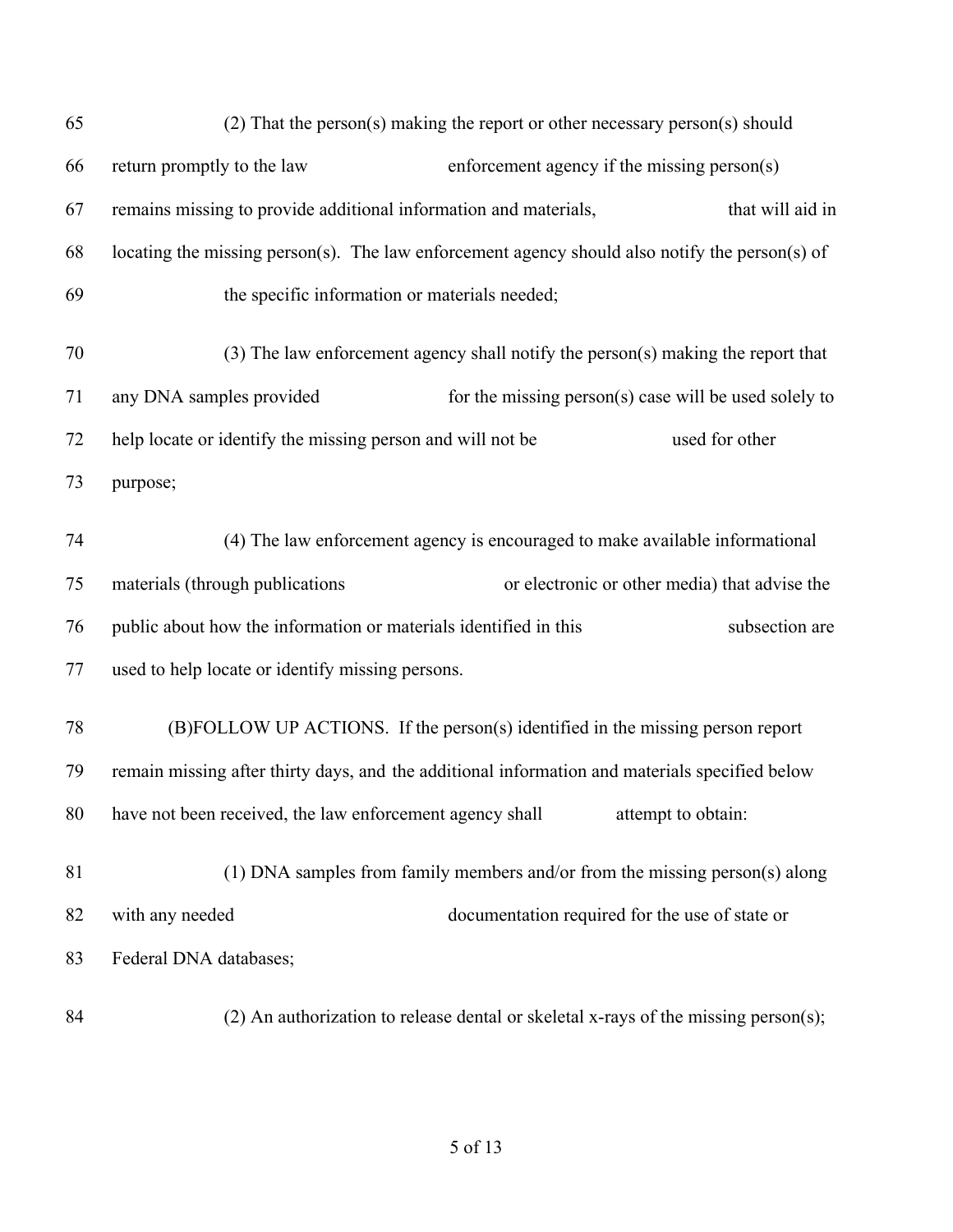(2) That the person(s) making the report or other necessary person(s) should return promptly to the law enforcement agency if the missing person(s) remains missing to provide additional information and materials, that will aid in locating the missing person(s). The law enforcement agency should also notify the person(s) of the specific information or materials needed;

(3) The law enforcement agency shall notify the person(s) making the report that any DNA samples provided for the missing person(s) case will be used solely to help locate or identify the missing person and will not be used for other purpose;

(4) The law enforcement agency is encouraged to make available informational materials (through publications or electronic or other media) that advise the public about how the information or materials identified in this subsection are used to help locate or identify missing persons.

(B)FOLLOW UP ACTIONS. If the person(s) identified in the missing person report remain missing after thirty days, and the additional information and materials specified below have not been received, the law enforcement agency shall attempt to obtain:

(1) DNA samples from family members and/or from the missing person(s) along with any needed documentation required for the use of state or Federal DNA databases;

(2) An authorization to release dental or skeletal x-rays of the missing person(s);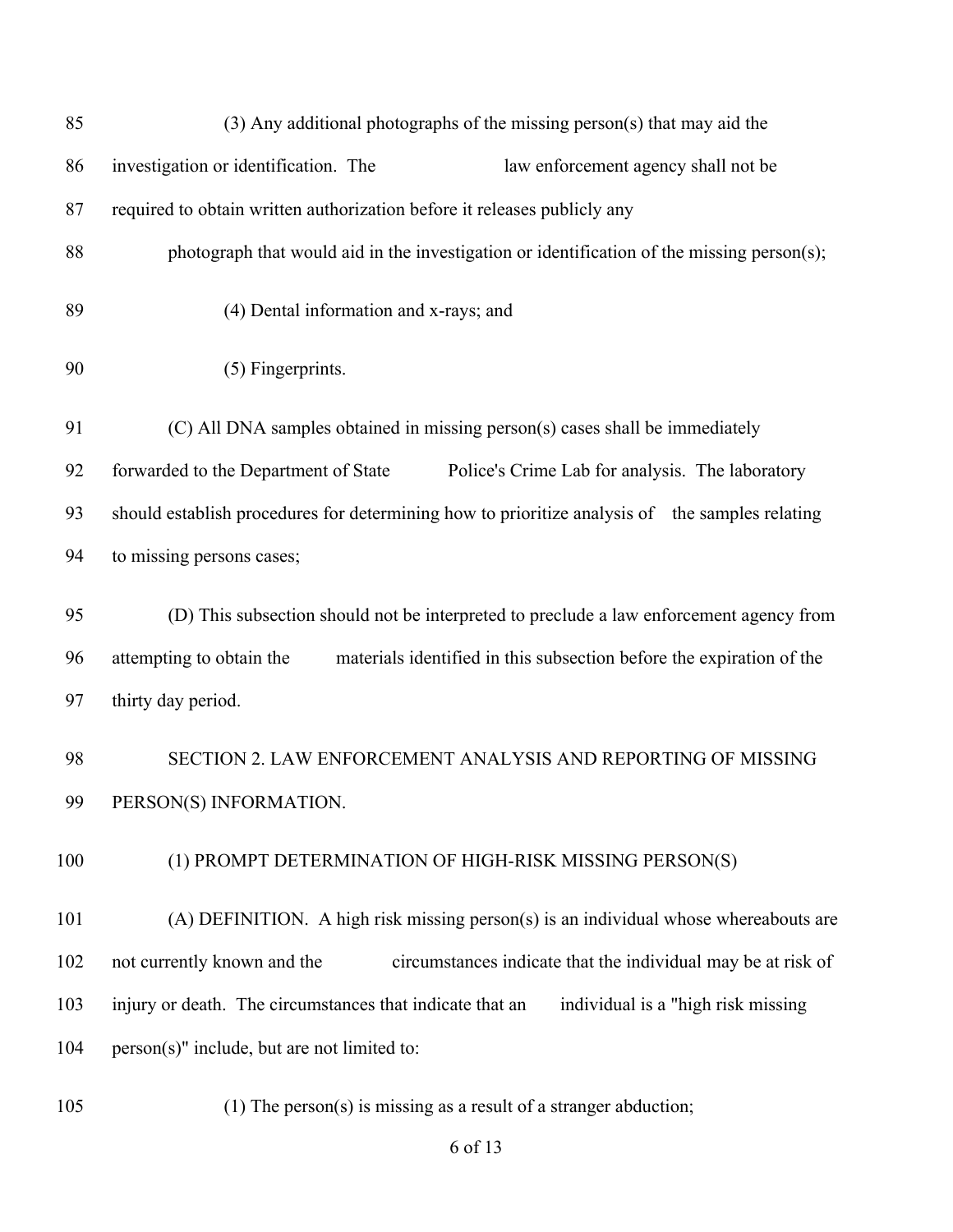(3) Any additional photographs of the missing person(s) that may aid the investigation or identification. The law enforcement agency shall not be required to obtain written authorization before it releases publicly any photograph that would aid in the investigation or identification of the missing person(s);

(4) Dental information and x-rays; and

(5) Fingerprints.

(C) All DNA samples obtained in missing person(s) cases shall be immediately forwarded to the Department of State Police's Crime Lab for analysis. The laboratory should establish procedures for determining how to prioritize analysis of the samples relating to missing persons cases;

(D) This subsection should not be interpreted to preclude a law enforcement agency from attempting to obtain the materials identified in this subsection before the expiration of the thirty day period.

SECTION 2. LAW ENFORCEMENT ANALYSIS AND REPORTING OF MISSING PERSON(S) INFORMATION.

(1) PROMPT DETERMINATION OF HIGH-RISK MISSING PERSON(S)

(A) DEFINITION. A high risk missing person(s) is an individual whose whereabouts are not currently known and the circumstances indicate that the individual may be at risk of injury or death. The circumstances that indicate that an individual is a "high risk missing person(s)" include, but are not limited to:

(1) The person(s) is missing as a result of a stranger abduction;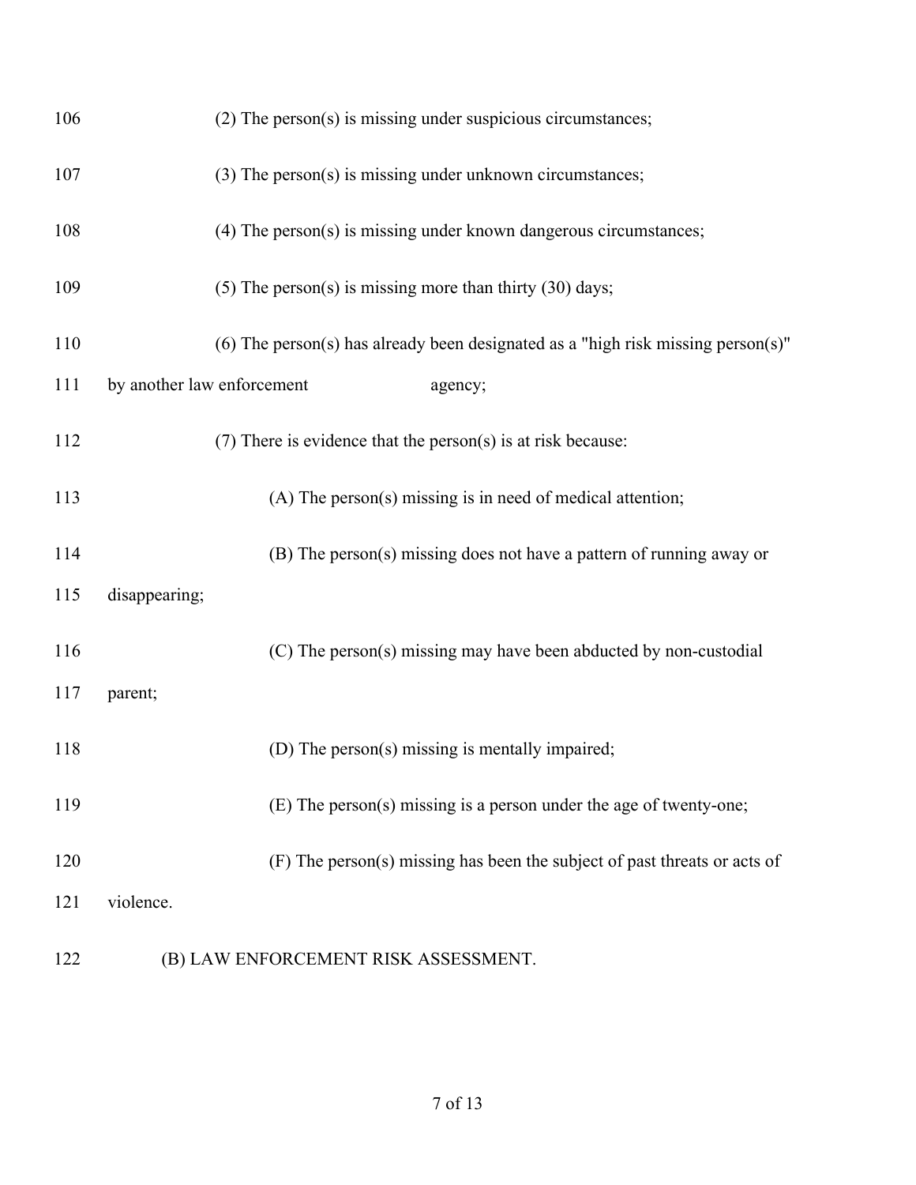(2) The person(s) is missing under suspicious circumstances;

(3) The person(s) is missing under unknown circumstances;

(4) The person(s) is missing under known dangerous circumstances;

(5) The person(s) is missing more than thirty (30) days;

(6) The person(s) has already been designated as a "high risk missing person(s)" by another law enforcement agency;

(7) There is evidence that the person(s) is at risk because:

(A) The person(s) missing is in need of medical attention;

(B) The person(s) missing does not have a pattern of running away or disappearing;

(C) The person(s) missing may have been abducted by non-custodial parent;

(D) The person(s) missing is mentally impaired;

(E) The person(s) missing is a person under the age of twenty-one;

(F) The person(s) missing has been the subject of past threats or acts of violence.

(B) LAW ENFORCEMENT RISK ASSESSMENT.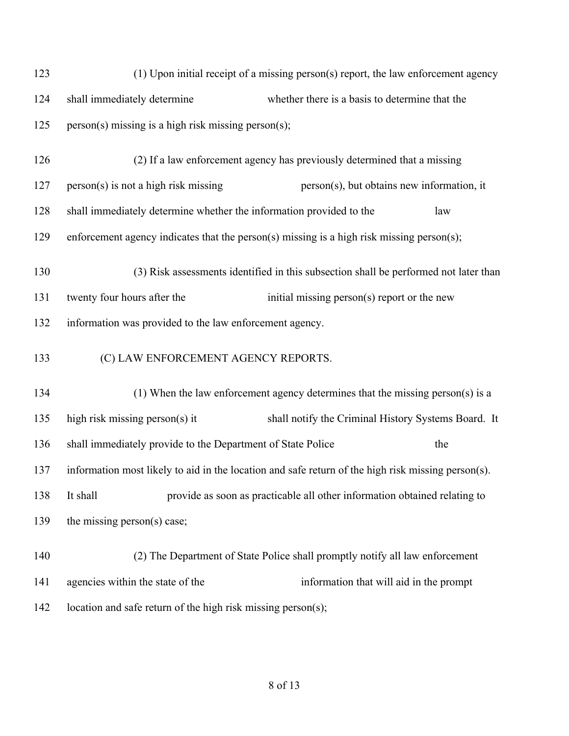123 (1) Upon initial receipt of a missing person(s) report, the law enforcement agency

124 shall immediately determine whether there is a basis to determine that the

125 person(s) missing is a high risk missing person(s);

126 (2) If a law enforcement agency has previously determined that a missing

127 person(s) is not a high risk missing person(s), but obtains new information, it

128 shall immediately determine whether the information provided to the law

129 enforcement agency indicates that the person(s) missing is a high risk missing person(s);

130 (3) Risk assessments identified in this subsection shall be performed not later than

131 twenty four hours after the initial missing person(s) report or the new

132 information was provided to the law enforcement agency.

133 (C) LAW ENFORCEMENT AGENCY REPORTS.

134 (1) When the law enforcement agency determines that the missing person(s) is a

135 high risk missing person(s) it shall notify the Criminal History Systems Board. It

136 shall immediately provide to the Department of State Police the

137 information most likely to aid in the location and safe return of the high risk missing person(s).

138 It shall provide as soon as practicable all other information obtained relating to

139 the missing person(s) case;

140 (2) The Department of State Police shall promptly notify all law enforcement

141 agencies within the state of the information that will aid in the prompt

142 location and safe return of the high risk missing person(s);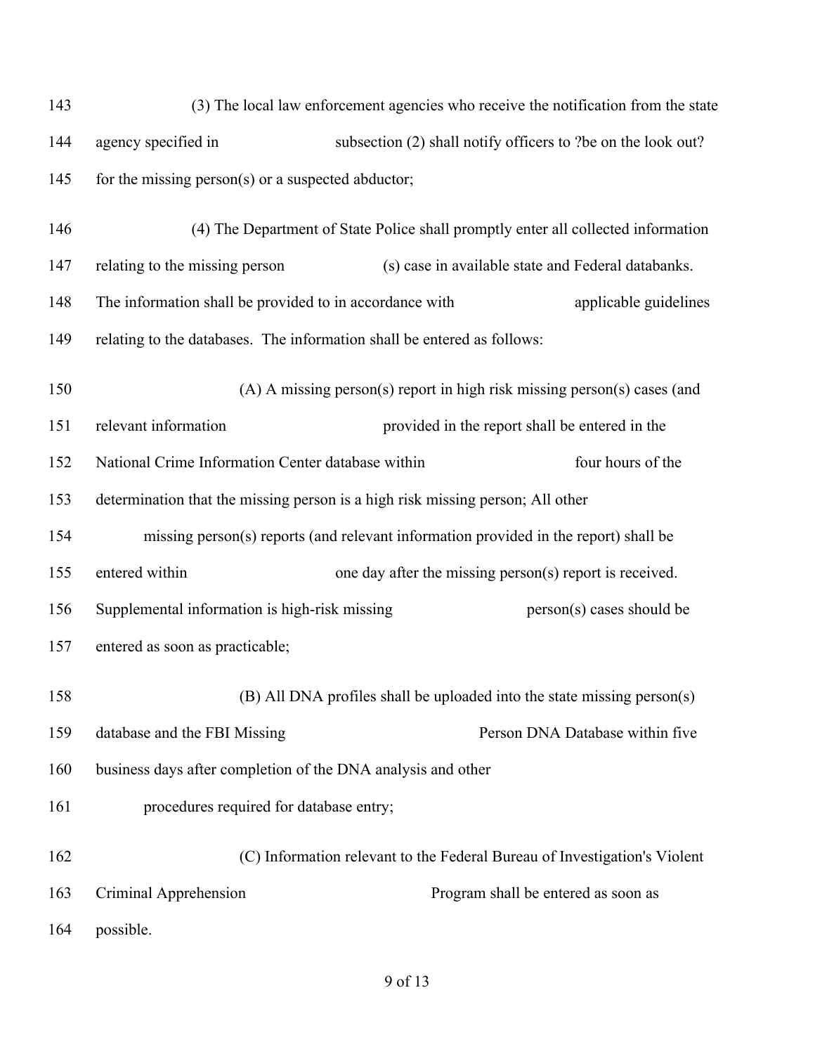143 (3) The local law enforcement agencies who receive the notification from the state
144 agency specified in subsection (2) shall notify officers to ?be on the look out?
145 for the missing person(s) or a suspected abductor;

146 (4) The Department of State Police shall promptly enter all collected information
147 relating to the missing person (s) case in available state and Federal databanks.
148 The information shall be provided to in accordance with applicable guidelines
149 relating to the databases. The information shall be entered as follows:

150 (A) A missing person(s) report in high risk missing person(s) cases (and
151 relevant information provided in the report shall be entered in the
152 National Crime Information Center database within four hours of the
153 determination that the missing person is a high risk missing person; All other
154 missing person(s) reports (and relevant information provided in the report) shall be
155 entered within one day after the missing person(s) report is received.
156 Supplemental information is high-risk missing person(s) cases should be
157 entered as soon as practicable;

158 (B) All DNA profiles shall be uploaded into the state missing person(s)
159 database and the FBI Missing Person DNA Database within five
160 business days after completion of the DNA analysis and other
161 procedures required for database entry;

162 (C) Information relevant to the Federal Bureau of Investigation's Violent
163 Criminal Apprehension Program shall be entered as soon as
164 possible.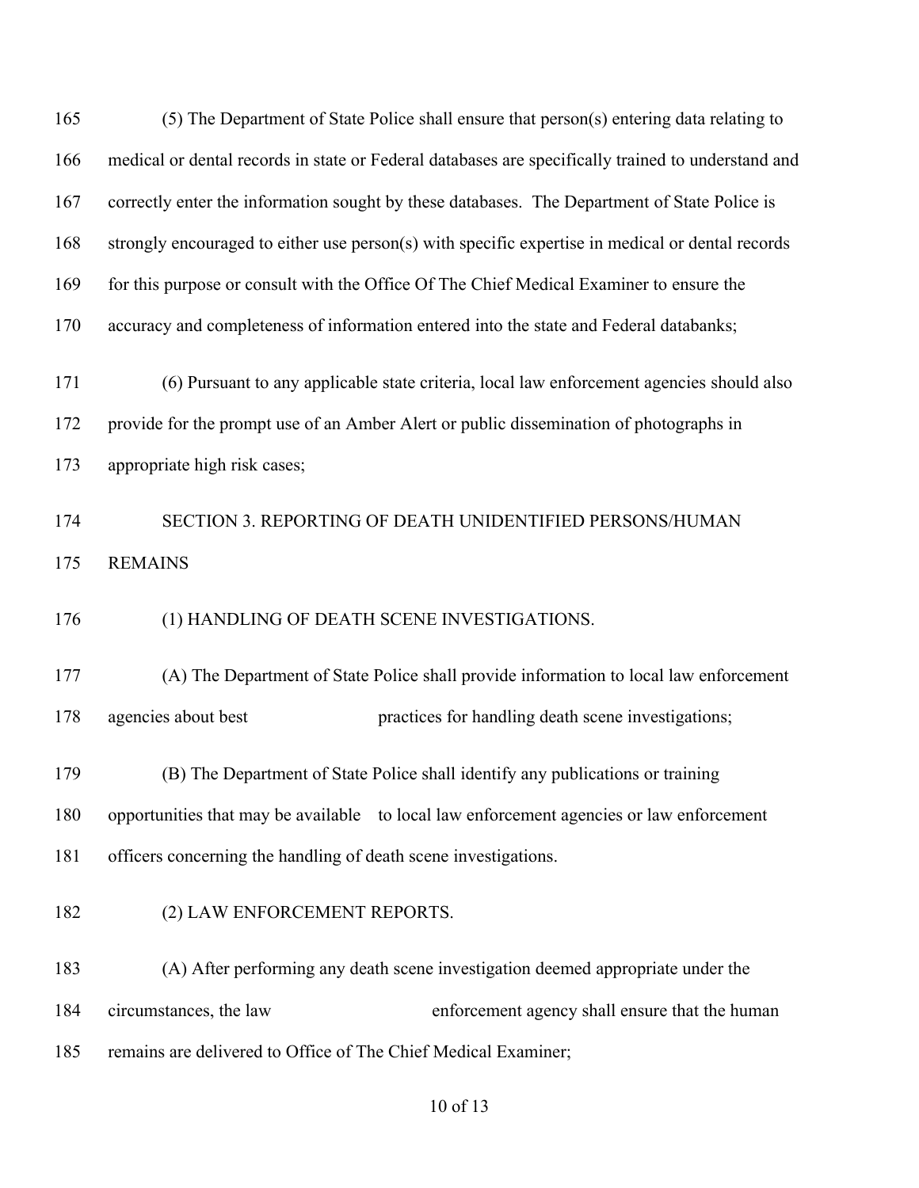165 (5) The Department of State Police shall ensure that person(s) entering data relating to
166 medical or dental records in state or Federal databases are specifically trained to understand and
167 correctly enter the information sought by these databases. The Department of State Police is
168 strongly encouraged to either use person(s) with specific expertise in medical or dental records
169 for this purpose or consult with the Office Of The Chief Medical Examiner to ensure the
170 accuracy and completeness of information entered into the state and Federal databanks;

171 (6) Pursuant to any applicable state criteria, local law enforcement agencies should also
172 provide for the prompt use of an Amber Alert or public dissemination of photographs in
173 appropriate high risk cases;

174 SECTION 3. REPORTING OF DEATH UNIDENTIFIED PERSONS/HUMAN
175 REMAINS

176 (1) HANDLING OF DEATH SCENE INVESTIGATIONS.

177 (A) The Department of State Police shall provide information to local law enforcement
178 agencies about best practices for handling death scene investigations;

179 (B) The Department of State Police shall identify any publications or training
180 opportunities that may be available to local law enforcement agencies or law enforcement
181 officers concerning the handling of death scene investigations.

182 (2) LAW ENFORCEMENT REPORTS.

183 (A) After performing any death scene investigation deemed appropriate under the
184 circumstances, the law enforcement agency shall ensure that the human
185 remains are delivered to Office of The Chief Medical Examiner;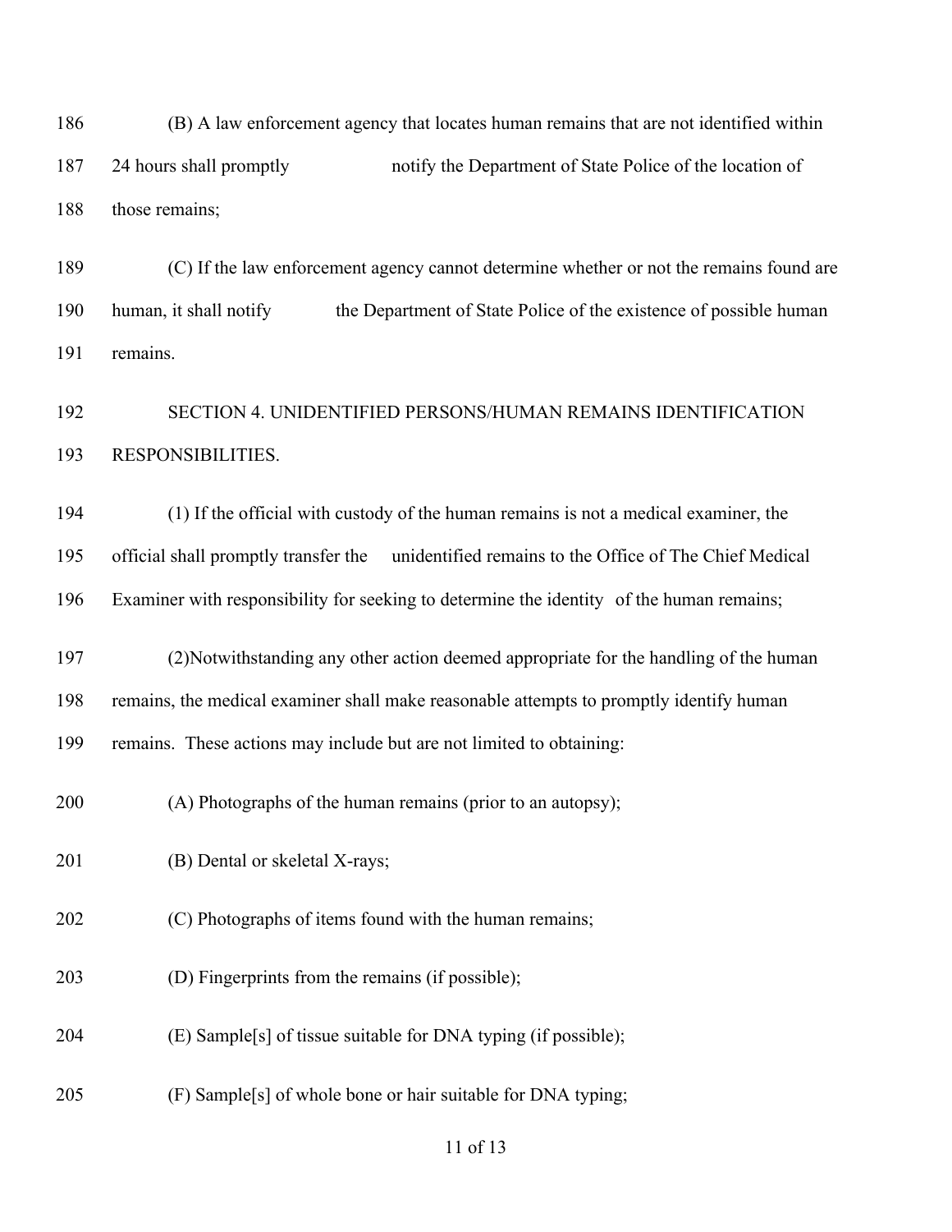(B) A law enforcement agency that locates human remains that are not identified within 24 hours shall promptly notify the Department of State Police of the location of those remains;

(C) If the law enforcement agency cannot determine whether or not the remains found are human, it shall notify the Department of State Police of the existence of possible human remains.

SECTION 4. UNIDENTIFIED PERSONS/HUMAN REMAINS IDENTIFICATION RESPONSIBILITIES.

(1) If the official with custody of the human remains is not a medical examiner, the official shall promptly transfer the unidentified remains to the Office of The Chief Medical Examiner with responsibility for seeking to determine the identity of the human remains;

(2)Notwithstanding any other action deemed appropriate for the handling of the human remains, the medical examiner shall make reasonable attempts to promptly identify human remains. These actions may include but are not limited to obtaining:

(A) Photographs of the human remains (prior to an autopsy);

(B) Dental or skeletal X-rays;

(C) Photographs of items found with the human remains;

(D) Fingerprints from the remains (if possible);

(E) Sample[s] of tissue suitable for DNA typing (if possible);

(F) Sample[s] of whole bone or hair suitable for DNA typing;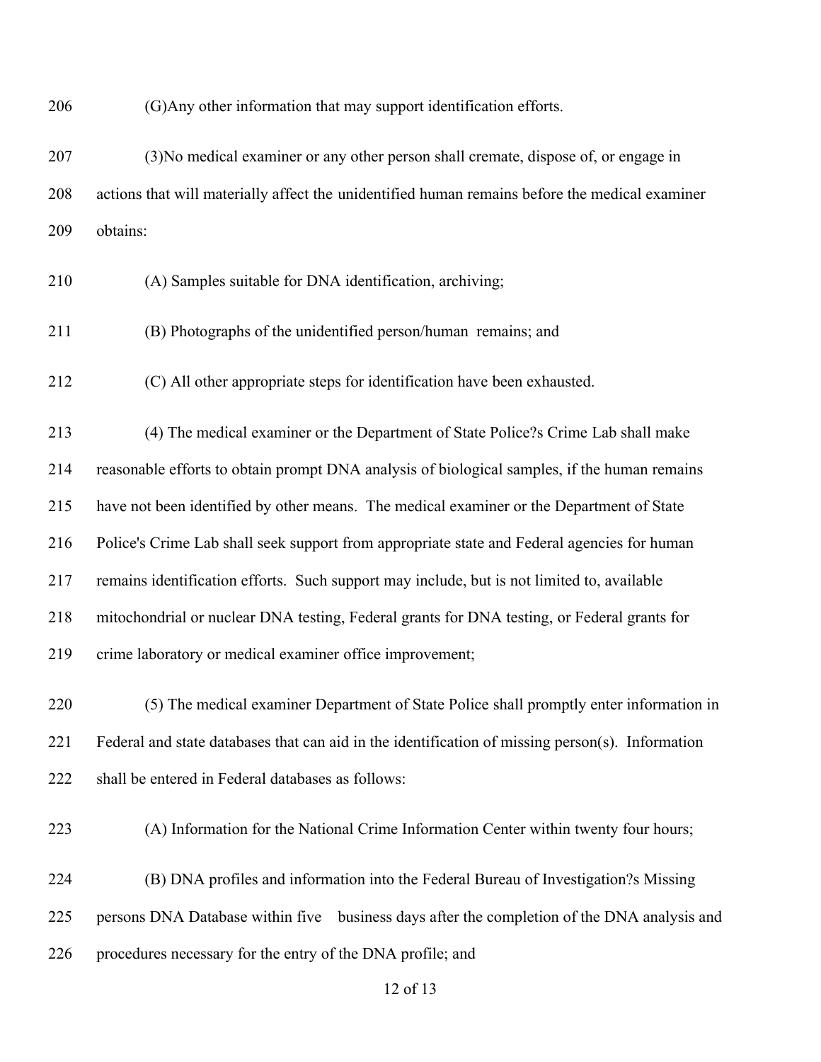206 (G)Any other information that may support identification efforts.

207 (3)No medical examiner or any other person shall cremate, dispose of, or engage in
208 actions that will materially affect the unidentified human remains before the medical examiner
209 obtains:

210 (A) Samples suitable for DNA identification, archiving;

211 (B) Photographs of the unidentified person/human remains; and

212 (C) All other appropriate steps for identification have been exhausted.

213 (4) The medical examiner or the Department of State Police?s Crime Lab shall make
214 reasonable efforts to obtain prompt DNA analysis of biological samples, if the human remains
215 have not been identified by other means. The medical examiner or the Department of State
216 Police's Crime Lab shall seek support from appropriate state and Federal agencies for human
217 remains identification efforts. Such support may include, but is not limited to, available
218 mitochondrial or nuclear DNA testing, Federal grants for DNA testing, or Federal grants for
219 crime laboratory or medical examiner office improvement;

220 (5) The medical examiner Department of State Police shall promptly enter information in
221 Federal and state databases that can aid in the identification of missing person(s). Information
222 shall be entered in Federal databases as follows:

223 (A) Information for the National Crime Information Center within twenty four hours;

224 (B) DNA profiles and information into the Federal Bureau of Investigation?s Missing
225 persons DNA Database within five business days after the completion of the DNA analysis and
226 procedures necessary for the entry of the DNA profile; and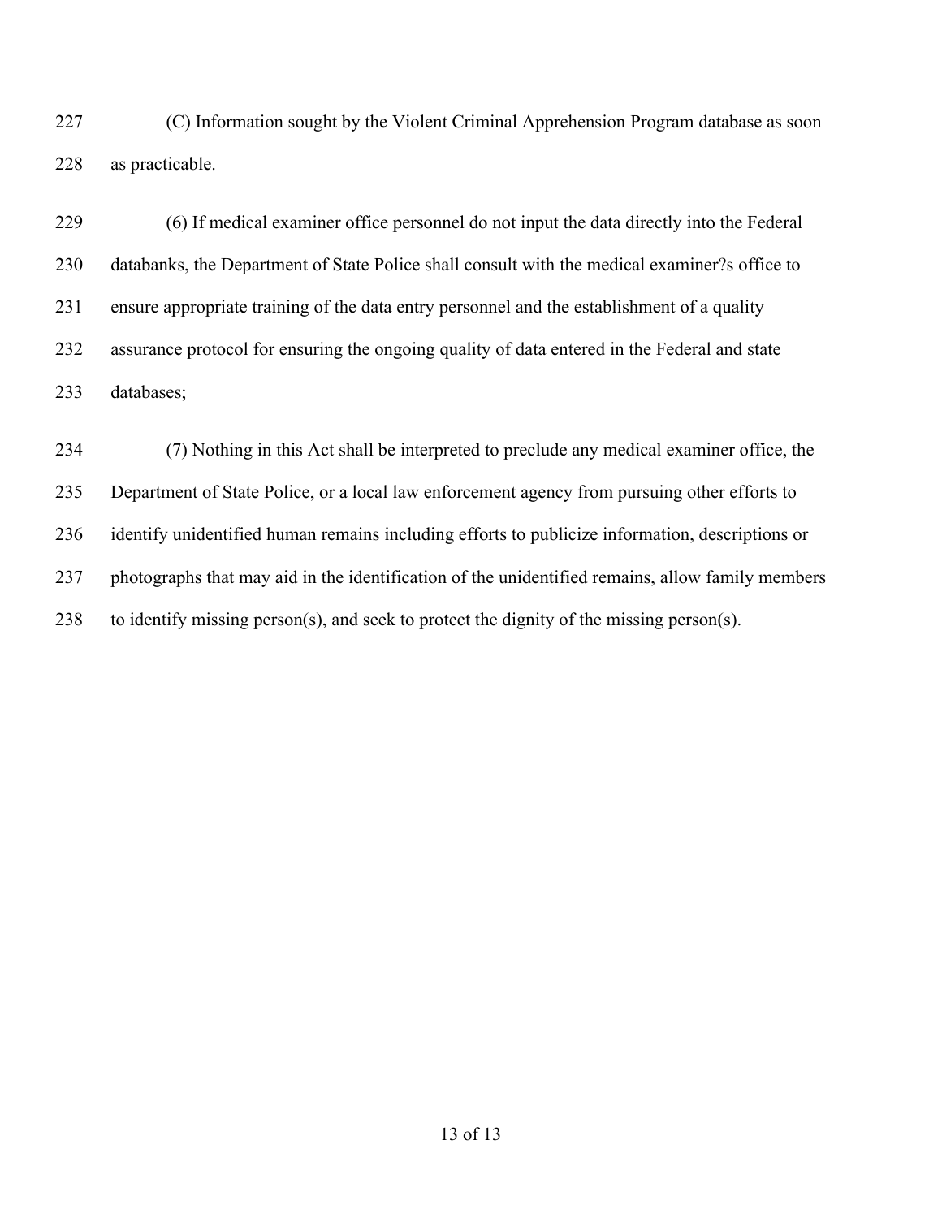(C) Information sought by the Violent Criminal Apprehension Program database as soon as practicable.

(6) If medical examiner office personnel do not input the data directly into the Federal databanks, the Department of State Police shall consult with the medical examiner?s office to ensure appropriate training of the data entry personnel and the establishment of a quality assurance protocol for ensuring the ongoing quality of data entered in the Federal and state databases;

(7) Nothing in this Act shall be interpreted to preclude any medical examiner office, the Department of State Police, or a local law enforcement agency from pursuing other efforts to identify unidentified human remains including efforts to publicize information, descriptions or photographs that may aid in the identification of the unidentified remains, allow family members to identify missing person(s), and seek to protect the dignity of the missing person(s).